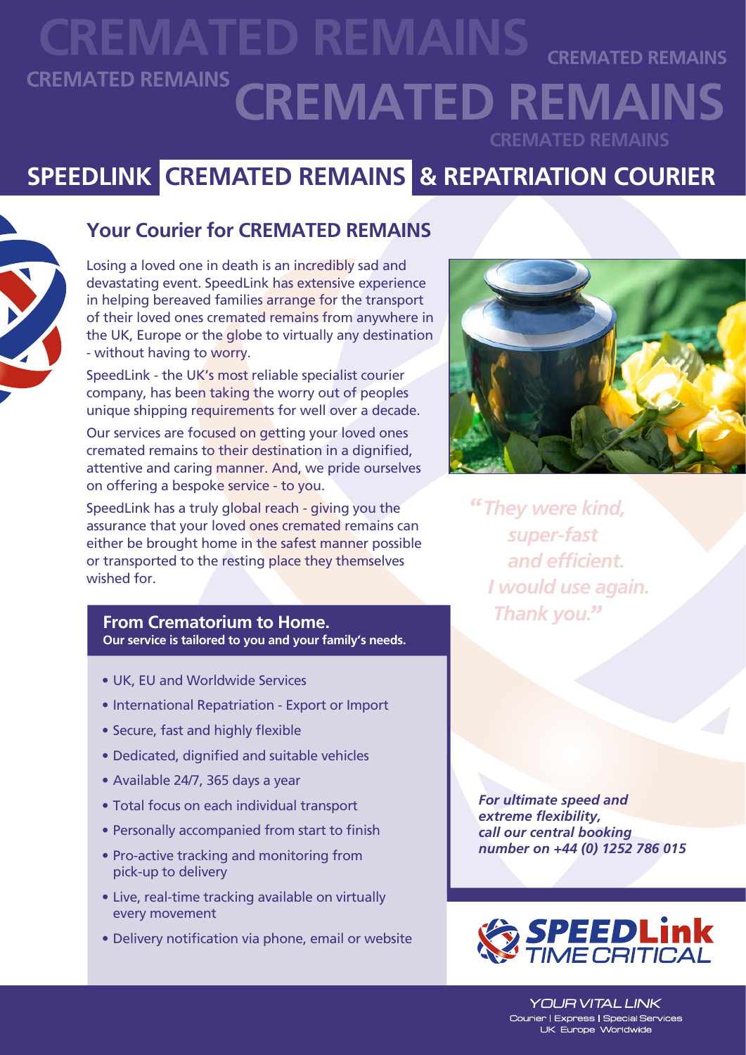# CREMATED REMAINS

CREMATED REMAINS

CREMATED REMAINS

CREMATED REMAINS

CREMATED REMAINS

# SPEEDLINK CREMATED REMAINS & REPATRIATION COURIER

## Your Courier for CREMATED REMAINS

Losing a loved one in death is an incredibly sad and devastating event. SpeedLink has extensive experience in helping bereaved families arrange for the transport of their loved ones cremated remains from anywhere in the UK, Europe or the globe to virtually any destination - without having to worry.

SpeedLink - the UK's most reliable specialist courier company, has been taking the worry out of peoples unique shipping requirements for well over a decade.

Our services are focused on getting your loved ones cremated remains to their destination in a dignified, attentive and caring manner. And, we pride ourselves on offering a bespoke service - to you.

SpeedLink has a truly global reach - giving you the assurance that your loved ones cremated remains can either be brought home in the safest manner possible or transported to the resting place they themselves wished for.

*"They were kind, super-fast and efficient. I would use again. Thank you."*

### From Crematorium to Home.

**Our service is tailored to you and your family's needs.**

- UK, EU and Worldwide Services
- International Repatriation - Export or Import
- Secure, fast and highly flexible
- Dedicated, dignified and suitable vehicles
- Available 24/7, 365 days a year
- Total focus on each individual transport
- Personally accompanied from start to finish
- Pro-active tracking and monitoring from pick-up to delivery
- Live, real-time tracking available on virtually every movement
- Delivery notification via phone, email or website

***For ultimate speed and extreme flexibility, call our central booking number on +44 (0) 1252 786 015***

**SPEEDLink** TIME CRITICAL

*YOUR VITAL LINK*

Courier | Express | Special Services

UK Europe Worldwide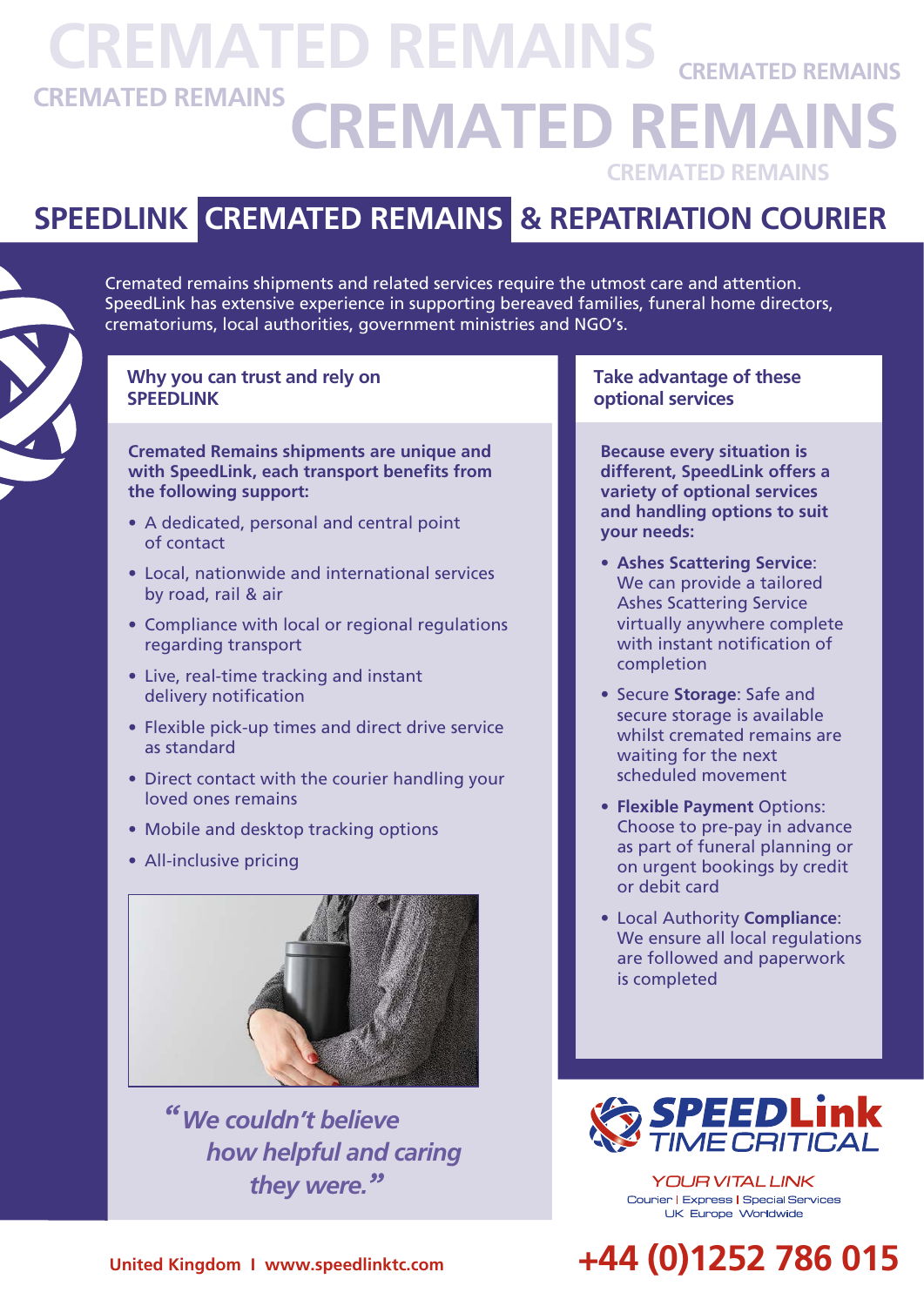# CREMATED REMAINS

## SPEEDLINK CREMATED REMAINS & REPATRIATION COURIER

Cremated remains shipments and related services require the utmost care and attention. SpeedLink has extensive experience in supporting bereaved families, funeral home directors, crematoriums, local authorities, government ministries and NGO's.

### Why you can trust and rely on SPEEDLINK

**Cremated Remains shipments are unique and with SpeedLink, each transport benefits from the following support:**

- A dedicated, personal and central point of contact
- Local, nationwide and international services by road, rail & air
- Compliance with local or regional regulations regarding transport
- Live, real-time tracking and instant delivery notification
- Flexible pick-up times and direct drive service as standard
- Direct contact with the courier handling your loved ones remains
- Mobile and desktop tracking options
- All-inclusive pricing

*"We couldn't believe how helpful and caring they were."*

### Take advantage of these optional services

**Because every situation is different, SpeedLink offers a variety of optional services and handling options to suit your needs:**

- **Ashes Scattering Service**: We can provide a tailored Ashes Scattering Service virtually anywhere complete with instant notification of completion
- Secure **Storage**: Safe and secure storage is available whilst cremated remains are waiting for the next scheduled movement
- **Flexible Payment** Options: Choose to pre-pay in advance as part of funeral planning or on urgent bookings by credit or debit card
- Local Authority **Compliance**: We ensure all local regulations are followed and paperwork is completed

**SPEEDLink** TIME CRITICAL

YOUR VITAL LINK

Courier | Express | Special Services
UK Europe Worldwide

United Kingdom I www.speedlinktc.com

**+44 (0)1252 786 015**